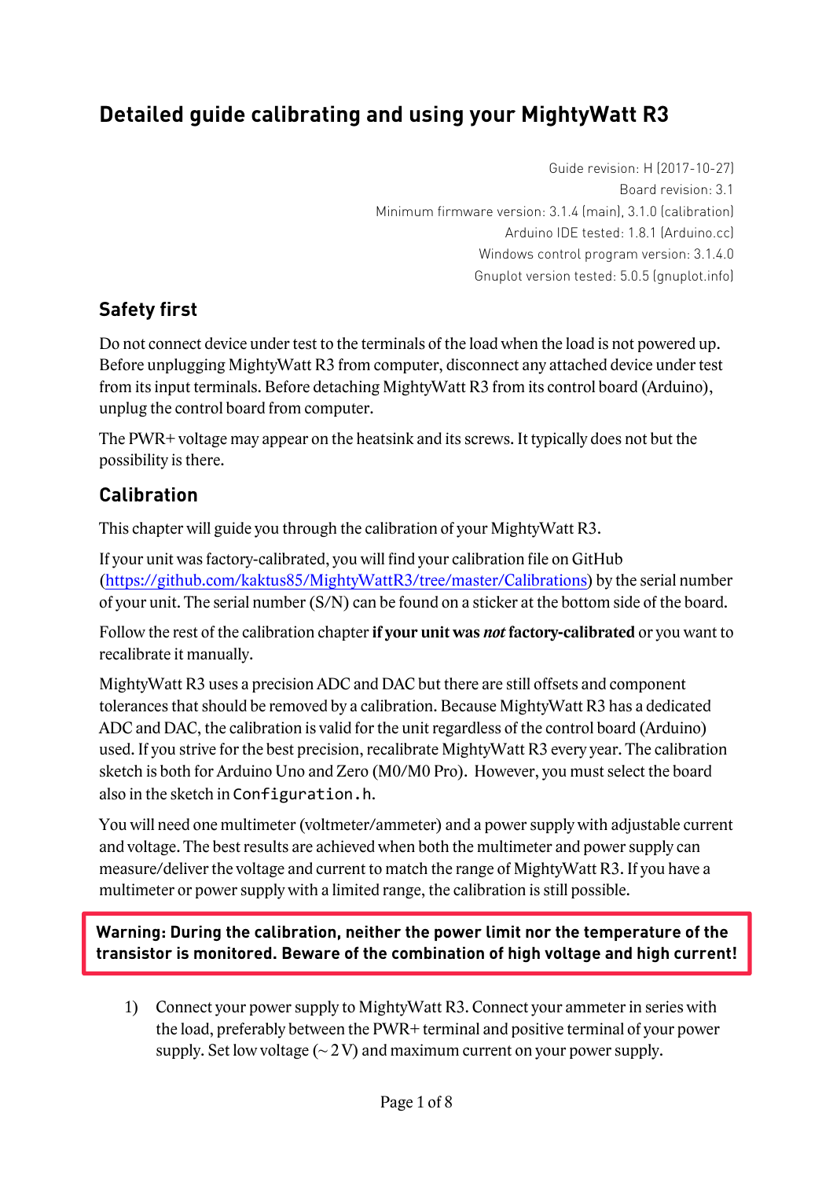# Detailed guide calibrating and using your MightyWatt R3

Guide revision: H (2017-10-27)
Board revision: 3.1
Minimum firmware version: 3.1.4 (main), 3.1.0 (calibration)
Arduino IDE tested: 1.8.1 (Arduino.cc)
Windows control program version: 3.1.4.0
Gnuplot version tested: 5.0.5 (gnuplot.info)

## Safety first

Do not connect device under test to the terminals of the load when the load is not powered up. Before unplugging MightyWatt R3 from computer, disconnect any attached device under test from its input terminals. Before detaching MightyWatt R3 from its control board (Arduino), unplug the control board from computer.

The PWR+ voltage may appear on the heatsink and its screws. It typically does not but the possibility is there.

## Calibration

This chapter will guide you through the calibration of your MightyWatt R3.

If your unit was factory-calibrated, you will find your calibration file on GitHub ([https://github.com/kaktus85/MightyWattR3/tree/master/Calibrations](https://github.com/kaktus85/MightyWattR3/tree/master/Calibrations)) by the serial number of your unit. The serial number (S/N) can be found on a sticker at the bottom side of the board.

Follow the rest of the calibration chapter **if your unit was *not* factory-calibrated** or you want to recalibrate it manually.

MightyWatt R3 uses a precision ADC and DAC but there are still offsets and component tolerances that should be removed by a calibration. Because MightyWatt R3 has a dedicated ADC and DAC, the calibration is valid for the unit regardless of the control board (Arduino) used. If you strive for the best precision, recalibrate MightyWatt R3 every year. The calibration sketch is both for Arduino Uno and Zero (M0/M0 Pro). However, you must select the board also in the sketch in `Configuration.h`.

You will need one multimeter (voltmeter/ammeter) and a power supply with adjustable current and voltage. The best results are achieved when both the multimeter and power supply can measure/deliver the voltage and current to match the range of MightyWatt R3. If you have a multimeter or power supply with a limited range, the calibration is still possible.

**Warning: During the calibration, neither the power limit nor the temperature of the transistor is monitored. Beware of the combination of high voltage and high current!**

1) Connect your power supply to MightyWatt R3. Connect your ammeter in series with the load, preferably between the PWR+ terminal and positive terminal of your power supply. Set low voltage (~ 2 V) and maximum current on your power supply.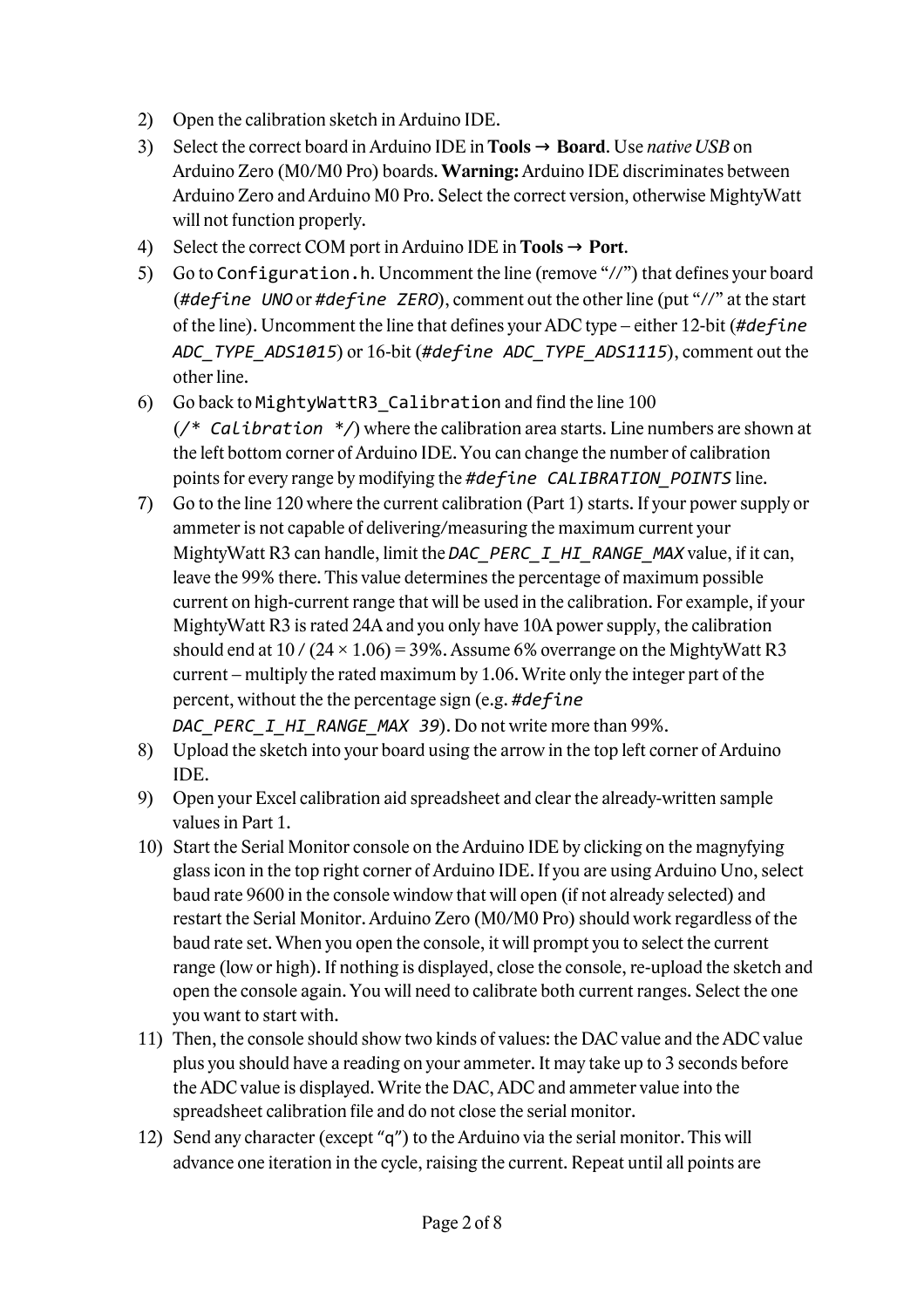2) Open the calibration sketch in Arduino IDE.
3) Select the correct board in Arduino IDE in **Tools → Board**. Use *native USB* on Arduino Zero (M0/M0 Pro) boards. **Warning:** Arduino IDE discriminates between Arduino Zero and Arduino M0 Pro. Select the correct version, otherwise MightyWatt will not function properly.
4) Select the correct COM port in Arduino IDE in **Tools → Port**.
5) Go to `Configuration.h`. Uncomment the line (remove "//") that defines your board (*`#define UNO`* or *`#define ZERO`*), comment out the other line (put "//" at the start of the line). Uncomment the line that defines your ADC type – either 12-bit (*`#define ADC_TYPE_ADS1015`*) or 16-bit (*`#define ADC_TYPE_ADS1115`*), comment out the other line.
6) Go back to `MightyWattR3_Calibration` and find the line 100 (*`/* Calibration */`*) where the calibration area starts. Line numbers are shown at the left bottom corner of Arduino IDE. You can change the number of calibration points for every range by modifying the *`#define CALIBRATION_POINTS`* line.
7) Go to the line 120 where the current calibration (Part 1) starts. If your power supply or ammeter is not capable of delivering/measuring the maximum current your MightyWatt R3 can handle, limit the *`DAC_PERC_I_HI_RANGE_MAX`* value, if it can, leave the 99% there. This value determines the percentage of maximum possible current on high-current range that will be used in the calibration. For example, if your MightyWatt R3 is rated 24A and you only have 10A power supply, the calibration should end at $10 / (24 \times 1.06) = 39\%$. Assume 6% overrange on the MightyWatt R3 current – multiply the rated maximum by 1.06. Write only the integer part of the percent, without the the percentage sign (e.g. *`#define DAC_PERC_I_HI_RANGE_MAX 39`*). Do not write more than 99%.
8) Upload the sketch into your board using the arrow in the top left corner of Arduino IDE.
9) Open your Excel calibration aid spreadsheet and clear the already-written sample values in Part 1.
10) Start the Serial Monitor console on the Arduino IDE by clicking on the magnyfying glass icon in the top right corner of Arduino IDE. If you are using Arduino Uno, select baud rate 9600 in the console window that will open (if not already selected) and restart the Serial Monitor. Arduino Zero (M0/M0 Pro) should work regardless of the baud rate set. When you open the console, it will prompt you to select the current range (low or high). If nothing is displayed, close the console, re-upload the sketch and open the console again. You will need to calibrate both current ranges. Select the one you want to start with.
11) Then, the console should show two kinds of values: the DAC value and the ADC value plus you should have a reading on your ammeter. It may take up to 3 seconds before the ADC value is displayed. Write the DAC, ADC and ammeter value into the spreadsheet calibration file and do not close the serial monitor.
12) Send any character (except "q") to the Arduino via the serial monitor. This will advance one iteration in the cycle, raising the current. Repeat until all points are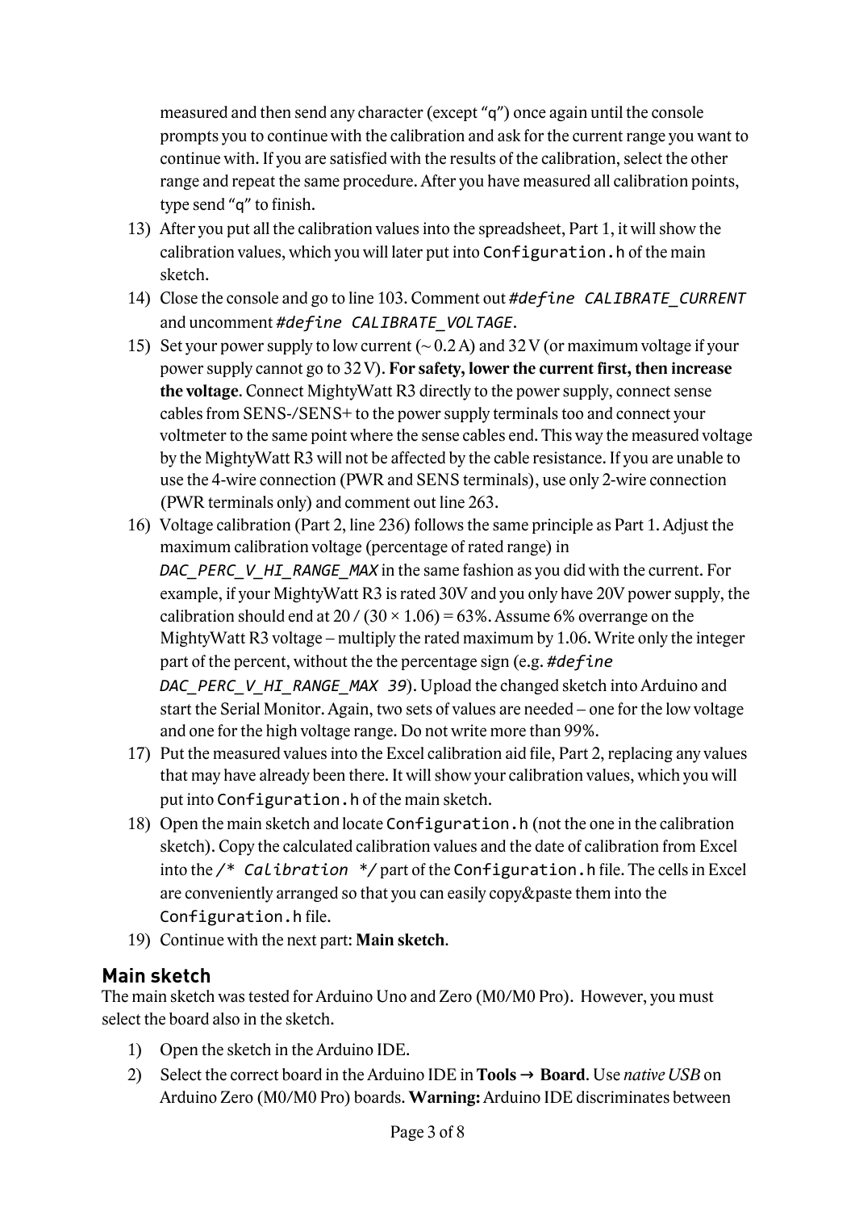measured and then send any character (except "q") once again until the console prompts you to continue with the calibration and ask for the current range you want to continue with. If you are satisfied with the results of the calibration, select the other range and repeat the same procedure. After you have measured all calibration points, type send "q" to finish.

13) After you put all the calibration values into the spreadsheet, Part 1, it will show the calibration values, which you will later put into `Configuration.h` of the main sketch.
14) Close the console and go to line 103. Comment out *`#define CALIBRATE_CURRENT`* and uncomment *`#define CALIBRATE_VOLTAGE`*.
15) Set your power supply to low current (~ 0.2 A) and 32 V (or maximum voltage if your power supply cannot go to 32 V). **For safety, lower the current first, then increase the voltage**. Connect MightyWatt R3 directly to the power supply, connect sense cables from SENS-/SENS+ to the power supply terminals too and connect your voltmeter to the same point where the sense cables end. This way the measured voltage by the MightyWatt R3 will not be affected by the cable resistance. If you are unable to use the 4-wire connection (PWR and SENS terminals), use only 2-wire connection (PWR terminals only) and comment out line 263.
16) Voltage calibration (Part 2, line 236) follows the same principle as Part 1. Adjust the maximum calibration voltage (percentage of rated range) in *`DAC_PERC_V_HI_RANGE_MAX`* in the same fashion as you did with the current. For example, if your MightyWatt R3 is rated 30V and you only have 20V power supply, the calibration should end at 20 / (30 × 1.06) = 63%. Assume 6% overrange on the MightyWatt R3 voltage – multiply the rated maximum by 1.06. Write only the integer part of the percent, without the the percentage sign (e.g. *`#define DAC_PERC_V_HI_RANGE_MAX 39`*). Upload the changed sketch into Arduino and start the Serial Monitor. Again, two sets of values are needed – one for the low voltage and one for the high voltage range. Do not write more than 99%.
17) Put the measured values into the Excel calibration aid file, Part 2, replacing any values that may have already been there. It will show your calibration values, which you will put into `Configuration.h` of the main sketch.
18) Open the main sketch and locate `Configuration.h` (not the one in the calibration sketch). Copy the calculated calibration values and the date of calibration from Excel into the *`/* Calibration */`* part of the `Configuration.h` file. The cells in Excel are conveniently arranged so that you can easily copy&paste them into the `Configuration.h` file.
19) Continue with the next part: **Main sketch**.

## Main sketch

The main sketch was tested for Arduino Uno and Zero (M0/M0 Pro). However, you must select the board also in the sketch.

1) Open the sketch in the Arduino IDE.
2) Select the correct board in the Arduino IDE in **Tools → Board**. Use *native USB* on Arduino Zero (M0/M0 Pro) boards. **Warning:** Arduino IDE discriminates between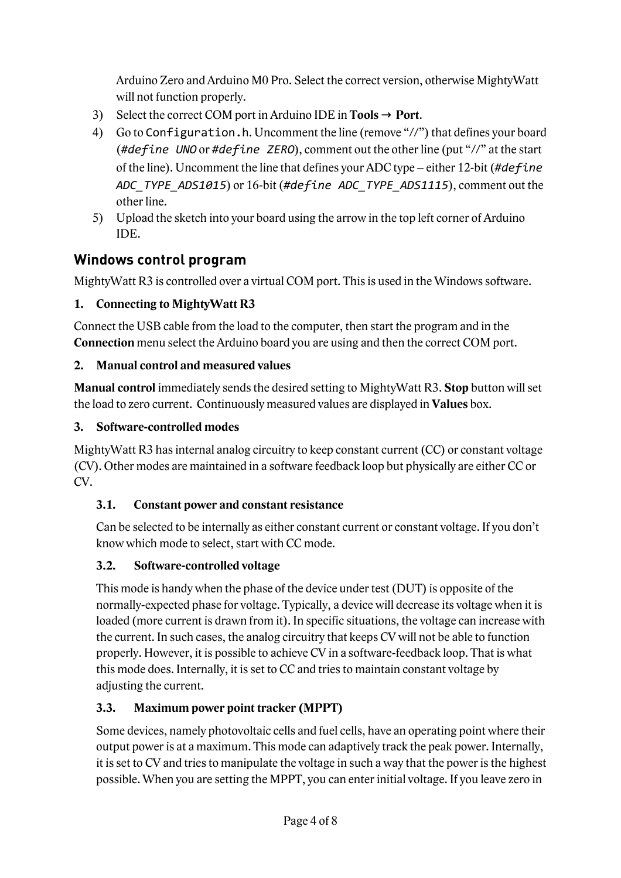Arduino Zero and Arduino M0 Pro. Select the correct version, otherwise MightyWatt will not function properly.

3) Select the correct COM port in Arduino IDE in **Tools → Port**.
4) Go to `Configuration.h`. Uncomment the line (remove "//") that defines your board (`#define UNO` or `#define ZERO`), comment out the other line (put "//" at the start of the line). Uncomment the line that defines your ADC type – either 12-bit (`#define ADC_TYPE_ADS1015`) or 16-bit (`#define ADC_TYPE_ADS1115`), comment out the other line.
5) Upload the sketch into your board using the arrow in the top left corner of Arduino IDE.

## Windows control program

MightyWatt R3 is controlled over a virtual COM port. This is used in the Windows software.

### 1. Connecting to MightyWatt R3

Connect the USB cable from the load to the computer, then start the program and in the **Connection** menu select the Arduino board you are using and then the correct COM port.

### 2. Manual control and measured values

**Manual control** immediately sends the desired setting to MightyWatt R3. **Stop** button will set the load to zero current. Continuously measured values are displayed in **Values** box.

### 3. Software-controlled modes

MightyWatt R3 has internal analog circuitry to keep constant current (CC) or constant voltage (CV). Other modes are maintained in a software feedback loop but physically are either CC or CV.

#### 3.1. Constant power and constant resistance

Can be selected to be internally as either constant current or constant voltage. If you don't know which mode to select, start with CC mode.

#### 3.2. Software-controlled voltage

This mode is handy when the phase of the device under test (DUT) is opposite of the normally-expected phase for voltage. Typically, a device will decrease its voltage when it is loaded (more current is drawn from it). In specific situations, the voltage can increase with the current. In such cases, the analog circuitry that keeps CV will not be able to function properly. However, it is possible to achieve CV in a software-feedback loop. That is what this mode does. Internally, it is set to CC and tries to maintain constant voltage by adjusting the current.

#### 3.3. Maximum power point tracker (MPPT)

Some devices, namely photovoltaic cells and fuel cells, have an operating point where their output power is at a maximum. This mode can adaptively track the peak power. Internally, it is set to CV and tries to manipulate the voltage in such a way that the power is the highest possible. When you are setting the MPPT, you can enter initial voltage. If you leave zero in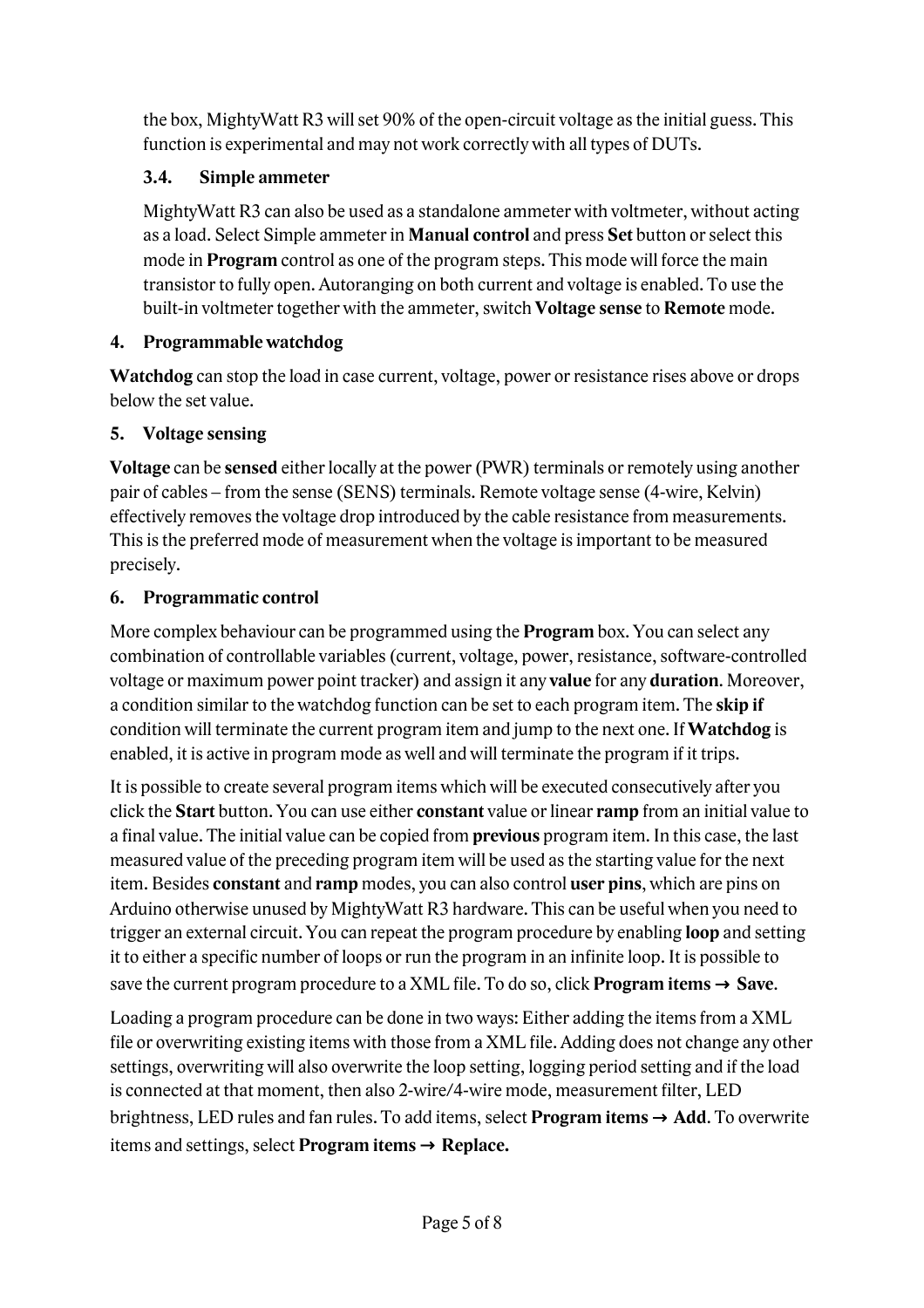the box, MightyWatt R3 will set 90% of the open-circuit voltage as the initial guess. This function is experimental and may not work correctly with all types of DUTs.

### 3.4. Simple ammeter

MightyWatt R3 can also be used as a standalone ammeter with voltmeter, without acting as a load. Select Simple ammeter in **Manual control** and press **Set** button or select this mode in **Program** control as one of the program steps. This mode will force the main transistor to fully open. Autoranging on both current and voltage is enabled. To use the built-in voltmeter together with the ammeter, switch **Voltage sense** to **Remote** mode.

## 4. Programmable watchdog

**Watchdog** can stop the load in case current, voltage, power or resistance rises above or drops below the set value.

## 5. Voltage sensing

**Voltage** can be **sensed** either locally at the power (PWR) terminals or remotely using another pair of cables – from the sense (SENS) terminals. Remote voltage sense (4-wire, Kelvin) effectively removes the voltage drop introduced by the cable resistance from measurements. This is the preferred mode of measurement when the voltage is important to be measured precisely.

## 6. Programmatic control

More complex behaviour can be programmed using the **Program** box. You can select any combination of controllable variables (current, voltage, power, resistance, software-controlled voltage or maximum power point tracker) and assign it any **value** for any **duration**. Moreover, a condition similar to the watchdog function can be set to each program item. The **skip if** condition will terminate the current program item and jump to the next one. If **Watchdog** is enabled, it is active in program mode as well and will terminate the program if it trips.

It is possible to create several program items which will be executed consecutively after you click the **Start** button. You can use either **constant** value or linear **ramp** from an initial value to a final value. The initial value can be copied from **previous** program item. In this case, the last measured value of the preceding program item will be used as the starting value for the next item. Besides **constant** and **ramp** modes, you can also control **user pins**, which are pins on Arduino otherwise unused by MightyWatt R3 hardware. This can be useful when you need to trigger an external circuit. You can repeat the program procedure by enabling **loop** and setting it to either a specific number of loops or run the program in an infinite loop. It is possible to save the current program procedure to a XML file. To do so, click **Program items → Save**.

Loading a program procedure can be done in two ways: Either adding the items from a XML file or overwriting existing items with those from a XML file. Adding does not change any other settings, overwriting will also overwrite the loop setting, logging period setting and if the load is connected at that moment, then also 2-wire/4-wire mode, measurement filter, LED brightness, LED rules and fan rules. To add items, select **Program items → Add**. To overwrite items and settings, select **Program items → Replace.**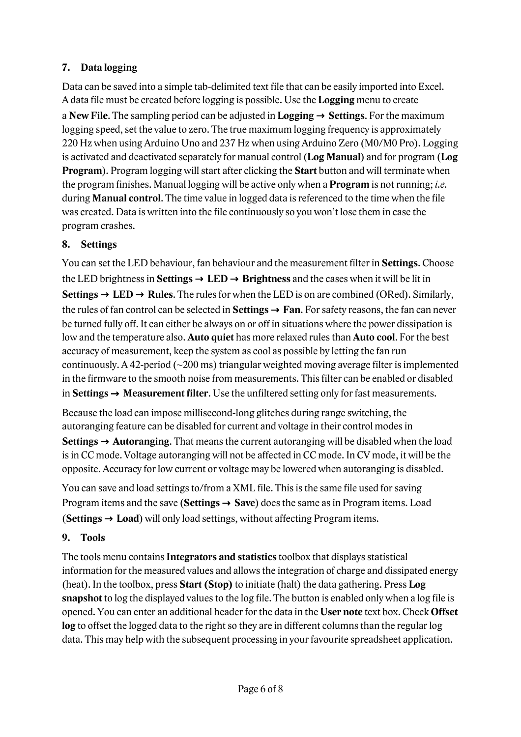## 7. Data logging

Data can be saved into a simple tab-delimited text file that can be easily imported into Excel. A data file must be created before logging is possible. Use the **Logging** menu to create a **New File**. The sampling period can be adjusted in **Logging → Settings**. For the maximum logging speed, set the value to zero. The true maximum logging frequency is approximately 220 Hz when using Arduino Uno and 237 Hz when using Arduino Zero (M0/M0 Pro). Logging is activated and deactivated separately for manual control (**Log Manual**) and for program (**Log Program**). Program logging will start after clicking the **Start** button and will terminate when the program finishes. Manual logging will be active only when a **Program** is not running; *i.e.* during **Manual control**. The time value in logged data is referenced to the time when the file was created. Data is written into the file continuously so you won't lose them in case the program crashes.

## 8. Settings

You can set the LED behaviour, fan behaviour and the measurement filter in **Settings**. Choose the LED brightness in **Settings → LED → Brightness** and the cases when it will be lit in **Settings → LED → Rules**. The rules for when the LED is on are combined (ORed). Similarly, the rules of fan control can be selected in **Settings → Fan**. For safety reasons, the fan can never be turned fully off. It can either be always on or off in situations where the power dissipation is low and the temperature also. **Auto quiet** has more relaxed rules than **Auto cool**. For the best accuracy of measurement, keep the system as cool as possible by letting the fan run continuously. A 42-period (~200 ms) triangular weighted moving average filter is implemented in the firmware to the smooth noise from measurements. This filter can be enabled or disabled in **Settings → Measurement filter**. Use the unfiltered setting only for fast measurements.

Because the load can impose millisecond-long glitches during range switching, the autoranging feature can be disabled for current and voltage in their control modes in **Settings → Autoranging**. That means the current autoranging will be disabled when the load is in CC mode. Voltage autoranging will not be affected in CC mode. In CV mode, it will be the opposite. Accuracy for low current or voltage may be lowered when autoranging is disabled.

You can save and load settings to/from a XML file. This is the same file used for saving Program items and the save (**Settings → Save**) does the same as in Program items. Load (**Settings → Load**) will only load settings, without affecting Program items.

## 9. Tools

The tools menu contains **Integrators and statistics** toolbox that displays statistical information for the measured values and allows the integration of charge and dissipated energy (heat). In the toolbox, press **Start (Stop)** to initiate (halt) the data gathering. Press **Log snapshot** to log the displayed values to the log file. The button is enabled only when a log file is opened. You can enter an additional header for the data in the **User note** text box. Check **Offset log** to offset the logged data to the right so they are in different columns than the regular log data. This may help with the subsequent processing in your favourite spreadsheet application.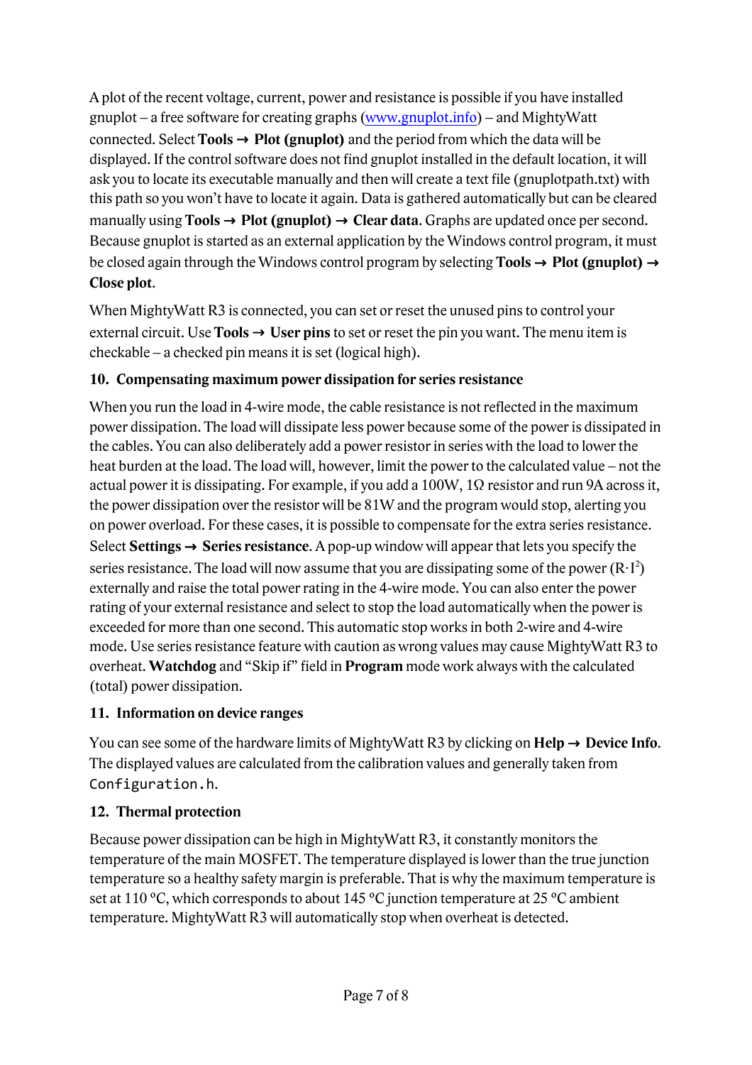A plot of the recent voltage, current, power and resistance is possible if you have installed gnuplot – a free software for creating graphs (www.gnuplot.info) – and MightyWatt connected. Select **Tools → Plot (gnuplot)** and the period from which the data will be displayed. If the control software does not find gnuplot installed in the default location, it will ask you to locate its executable manually and then will create a text file (gnuplotpath.txt) with this path so you won't have to locate it again. Data is gathered automatically but can be cleared manually using **Tools → Plot (gnuplot) → Clear data**. Graphs are updated once per second. Because gnuplot is started as an external application by the Windows control program, it must be closed again through the Windows control program by selecting **Tools → Plot (gnuplot) → Close plot**.

When MightyWatt R3 is connected, you can set or reset the unused pins to control your external circuit. Use **Tools → User pins** to set or reset the pin you want. The menu item is checkable – a checked pin means it is set (logical high).

## 10. Compensating maximum power dissipation for series resistance

When you run the load in 4-wire mode, the cable resistance is not reflected in the maximum power dissipation. The load will dissipate less power because some of the power is dissipated in the cables. You can also deliberately add a power resistor in series with the load to lower the heat burden at the load. The load will, however, limit the power to the calculated value – not the actual power it is dissipating. For example, if you add a 100W, 1Ω resistor and run 9A across it, the power dissipation over the resistor will be 81W and the program would stop, alerting you on power overload. For these cases, it is possible to compensate for the extra series resistance. Select **Settings → Series resistance**. A pop-up window will appear that lets you specify the series resistance. The load will now assume that you are dissipating some of the power ($R \cdot I^2$) externally and raise the total power rating in the 4-wire mode. You can also enter the power rating of your external resistance and select to stop the load automatically when the power is exceeded for more than one second. This automatic stop works in both 2-wire and 4-wire mode. Use series resistance feature with caution as wrong values may cause MightyWatt R3 to overheat. **Watchdog** and "Skip if" field in **Program** mode work always with the calculated (total) power dissipation.

## 11. Information on device ranges

You can see some of the hardware limits of MightyWatt R3 by clicking on **Help → Device Info**. The displayed values are calculated from the calibration values and generally taken from `Configuration.h`.

## 12. Thermal protection

Because power dissipation can be high in MightyWatt R3, it constantly monitors the temperature of the main MOSFET. The temperature displayed is lower than the true junction temperature so a healthy safety margin is preferable. That is why the maximum temperature is set at 110 °C, which corresponds to about 145 °C junction temperature at 25 °C ambient temperature. MightyWatt R3 will automatically stop when overheat is detected.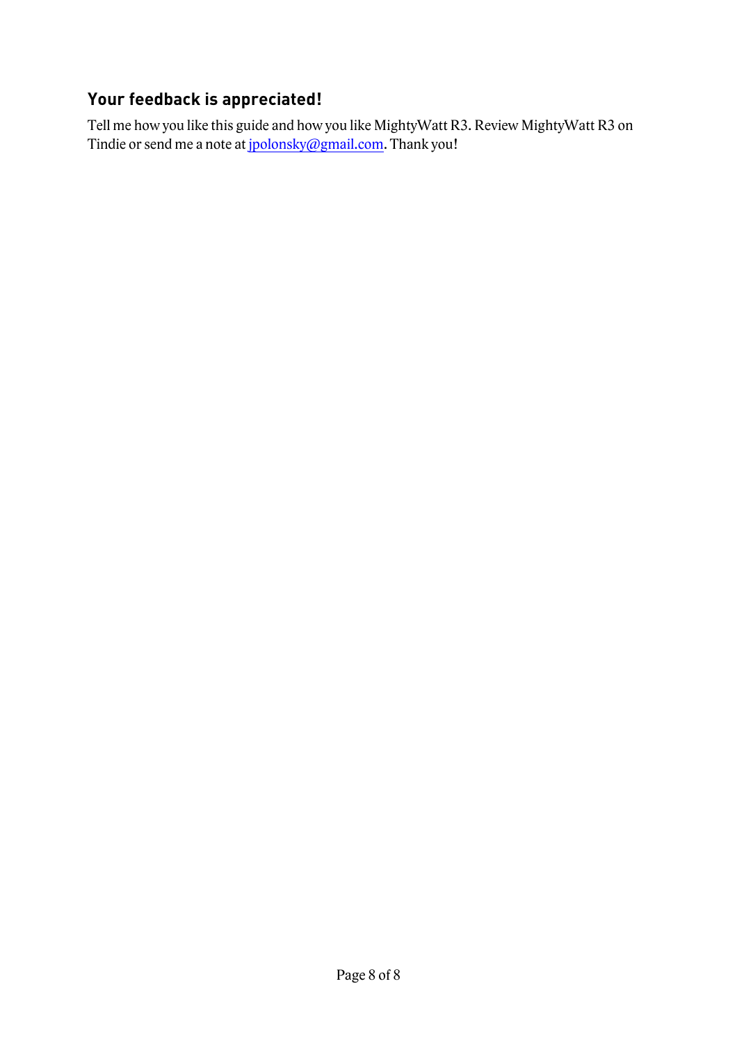## Your feedback is appreciated!

Tell me how you like this guide and how you like MightyWatt R3. Review MightyWatt R3 on Tindie or send me a note at jpolonsky@gmail.com. Thank you!